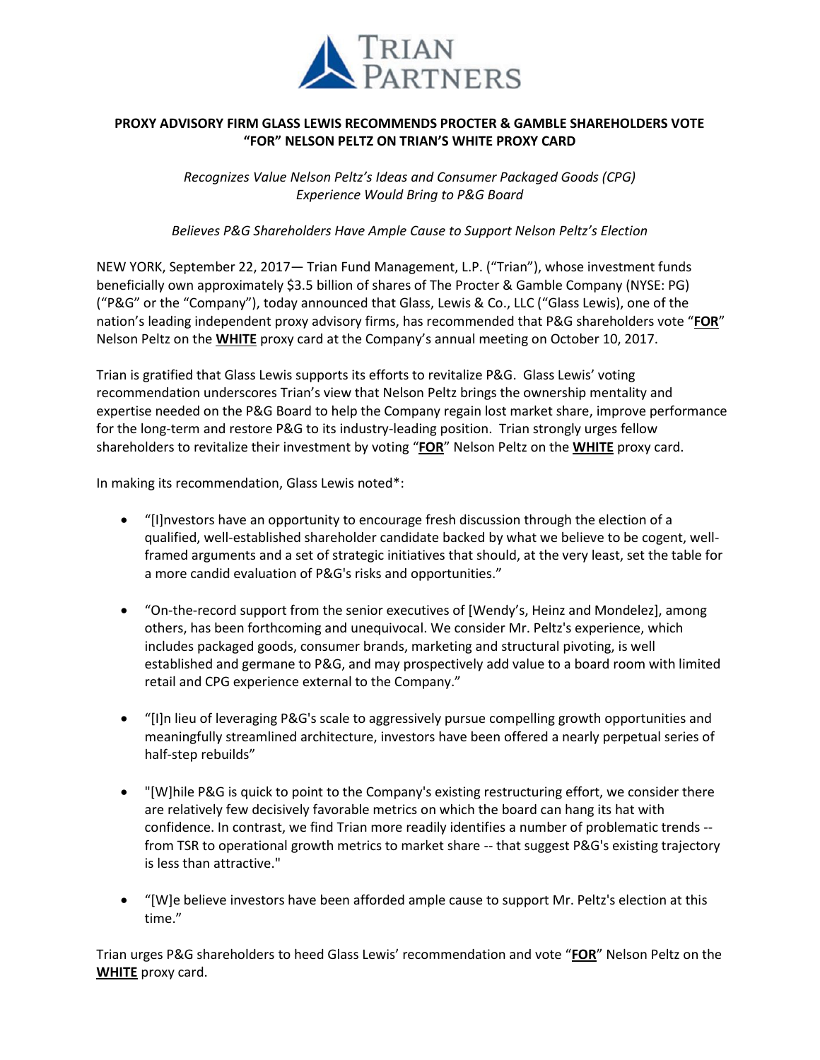TRIAN PARTNERS

# PROXY ADVISORY FIRM GLASS LEWIS RECOMMENDS PROCTER & GAMBLE SHAREHOLDERS VOTE "FOR" NELSON PELTZ ON TRIAN'S WHITE PROXY CARD

*Recognizes Value Nelson Peltz's Ideas and Consumer Packaged Goods (CPG) Experience Would Bring to P&G Board*

*Believes P&G Shareholders Have Ample Cause to Support Nelson Peltz's Election*

NEW YORK, September 22, 2017— Trian Fund Management, L.P. ("Trian"), whose investment funds beneficially own approximately $3.5 billion of shares of The Procter & Gamble Company (NYSE: PG) ("P&G" or the "Company"), today announced that Glass, Lewis & Co., LLC ("Glass Lewis"), one of the nation's leading independent proxy advisory firms, has recommended that P&G shareholders vote "**FOR**" Nelson Peltz on the **WHITE** proxy card at the Company's annual meeting on October 10, 2017.

Trian is gratified that Glass Lewis supports its efforts to revitalize P&G. Glass Lewis' voting recommendation underscores Trian's view that Nelson Peltz brings the ownership mentality and expertise needed on the P&G Board to help the Company regain lost market share, improve performance for the long-term and restore P&G to its industry-leading position. Trian strongly urges fellow shareholders to revitalize their investment by voting "**FOR**" Nelson Peltz on the **WHITE** proxy card.

In making its recommendation, Glass Lewis noted*:

- "[I]nvestors have an opportunity to encourage fresh discussion through the election of a qualified, well-established shareholder candidate backed by what we believe to be cogent, well-framed arguments and a set of strategic initiatives that should, at the very least, set the table for a more candid evaluation of P&G's risks and opportunities."
- "On-the-record support from the senior executives of [Wendy's, Heinz and Mondelez], among others, has been forthcoming and unequivocal. We consider Mr. Peltz's experience, which includes packaged goods, consumer brands, marketing and structural pivoting, is well established and germane to P&G, and may prospectively add value to a board room with limited retail and CPG experience external to the Company."
- "[I]n lieu of leveraging P&G's scale to aggressively pursue compelling growth opportunities and meaningfully streamlined architecture, investors have been offered a nearly perpetual series of half-step rebuilds"
- "[W]hile P&G is quick to point to the Company's existing restructuring effort, we consider there are relatively few decisively favorable metrics on which the board can hang its hat with confidence. In contrast, we find Trian more readily identifies a number of problematic trends -- from TSR to operational growth metrics to market share -- that suggest P&G's existing trajectory is less than attractive."
- "[W]e believe investors have been afforded ample cause to support Mr. Peltz's election at this time."

Trian urges P&G shareholders to heed Glass Lewis' recommendation and vote "**FOR**" Nelson Peltz on the **WHITE** proxy card.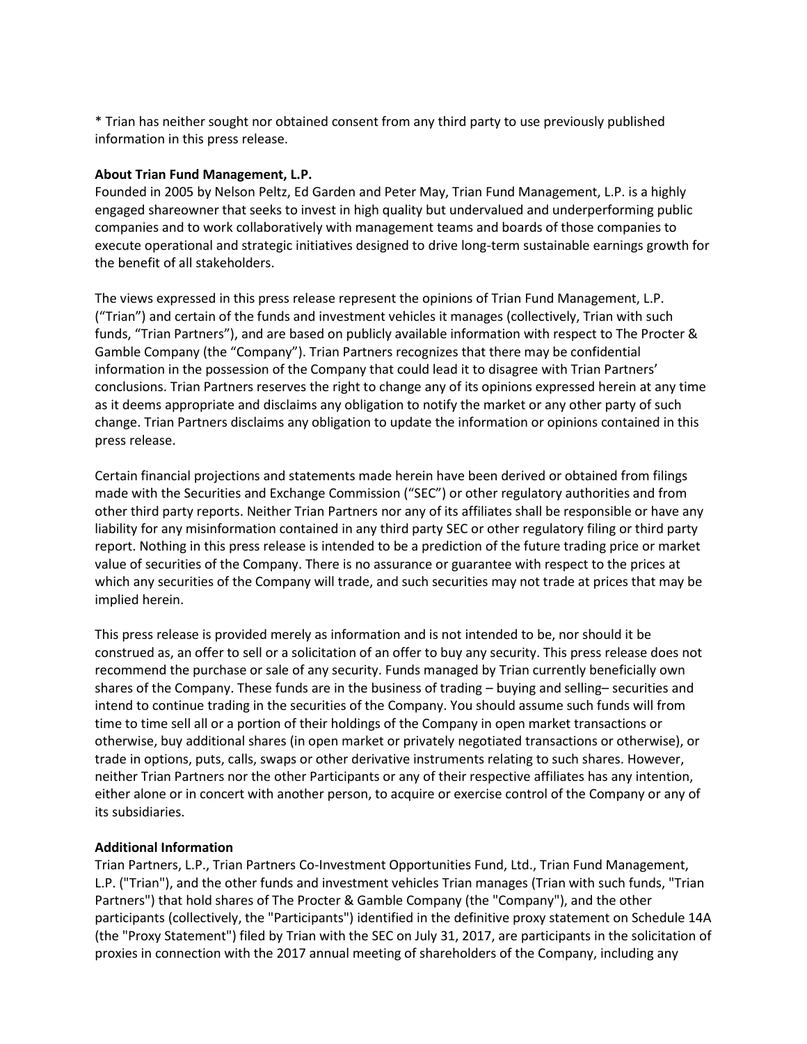* Trian has neither sought nor obtained consent from any third party to use previously published information in this press release.

**About Trian Fund Management, L.P.**
Founded in 2005 by Nelson Peltz, Ed Garden and Peter May, Trian Fund Management, L.P. is a highly engaged shareowner that seeks to invest in high quality but undervalued and underperforming public companies and to work collaboratively with management teams and boards of those companies to execute operational and strategic initiatives designed to drive long-term sustainable earnings growth for the benefit of all stakeholders.

The views expressed in this press release represent the opinions of Trian Fund Management, L.P. ("Trian") and certain of the funds and investment vehicles it manages (collectively, Trian with such funds, "Trian Partners"), and are based on publicly available information with respect to The Procter & Gamble Company (the "Company"). Trian Partners recognizes that there may be confidential information in the possession of the Company that could lead it to disagree with Trian Partners' conclusions. Trian Partners reserves the right to change any of its opinions expressed herein at any time as it deems appropriate and disclaims any obligation to notify the market or any other party of such change. Trian Partners disclaims any obligation to update the information or opinions contained in this press release.

Certain financial projections and statements made herein have been derived or obtained from filings made with the Securities and Exchange Commission ("SEC") or other regulatory authorities and from other third party reports. Neither Trian Partners nor any of its affiliates shall be responsible or have any liability for any misinformation contained in any third party SEC or other regulatory filing or third party report. Nothing in this press release is intended to be a prediction of the future trading price or market value of securities of the Company. There is no assurance or guarantee with respect to the prices at which any securities of the Company will trade, and such securities may not trade at prices that may be implied herein.

This press release is provided merely as information and is not intended to be, nor should it be construed as, an offer to sell or a solicitation of an offer to buy any security. This press release does not recommend the purchase or sale of any security. Funds managed by Trian currently beneficially own shares of the Company. These funds are in the business of trading – buying and selling– securities and intend to continue trading in the securities of the Company. You should assume such funds will from time to time sell all or a portion of their holdings of the Company in open market transactions or otherwise, buy additional shares (in open market or privately negotiated transactions or otherwise), or trade in options, puts, calls, swaps or other derivative instruments relating to such shares. However, neither Trian Partners nor the other Participants or any of their respective affiliates has any intention, either alone or in concert with another person, to acquire or exercise control of the Company or any of its subsidiaries.

**Additional Information**
Trian Partners, L.P., Trian Partners Co-Investment Opportunities Fund, Ltd., Trian Fund Management, L.P. ("Trian"), and the other funds and investment vehicles Trian manages (Trian with such funds, "Trian Partners") that hold shares of The Procter & Gamble Company (the "Company"), and the other participants (collectively, the "Participants") identified in the definitive proxy statement on Schedule 14A (the "Proxy Statement") filed by Trian with the SEC on July 31, 2017, are participants in the solicitation of proxies in connection with the 2017 annual meeting of shareholders of the Company, including any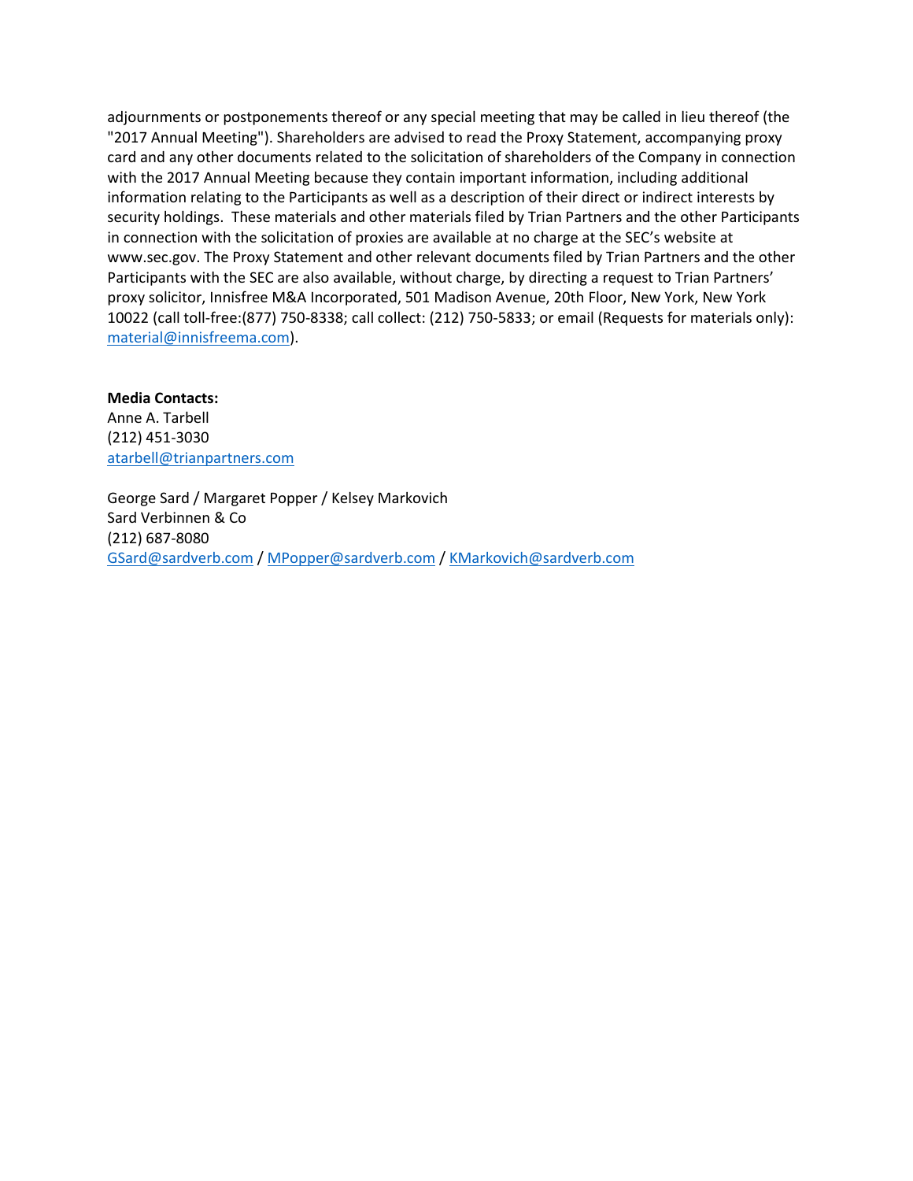adjournments or postponements thereof or any special meeting that may be called in lieu thereof (the "2017 Annual Meeting"). Shareholders are advised to read the Proxy Statement, accompanying proxy card and any other documents related to the solicitation of shareholders of the Company in connection with the 2017 Annual Meeting because they contain important information, including additional information relating to the Participants as well as a description of their direct or indirect interests by security holdings. These materials and other materials filed by Trian Partners and the other Participants in connection with the solicitation of proxies are available at no charge at the SEC's website at www.sec.gov. The Proxy Statement and other relevant documents filed by Trian Partners and the other Participants with the SEC are also available, without charge, by directing a request to Trian Partners' proxy solicitor, Innisfree M&A Incorporated, 501 Madison Avenue, 20th Floor, New York, New York 10022 (call toll-free:(877) 750-8338; call collect: (212) 750-5833; or email (Requests for materials only): material@innisfreema.com).

**Media Contacts:**
Anne A. Tarbell
(212) 451-3030
atarbell@trianpartners.com

George Sard / Margaret Popper / Kelsey Markovich
Sard Verbinnen & Co
(212) 687-8080
GSard@sardverb.com / MPopper@sardverb.com / KMarkovich@sardverb.com